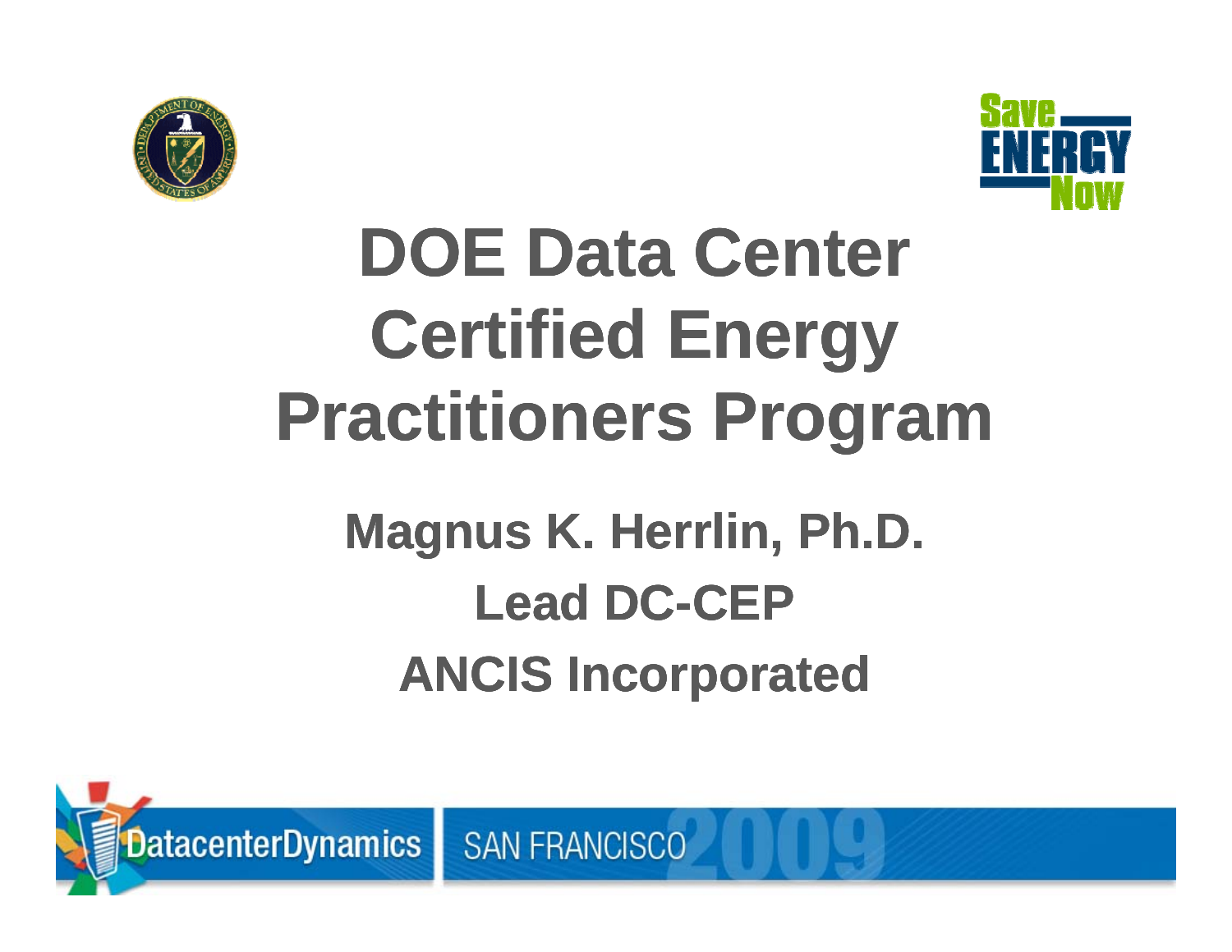# DOE Data Center Certified Energy Practitioners Program

**Magnus K. Herrlin, Ph.D.**

**Lead DC-CEP**

**ANCIS Incorporated**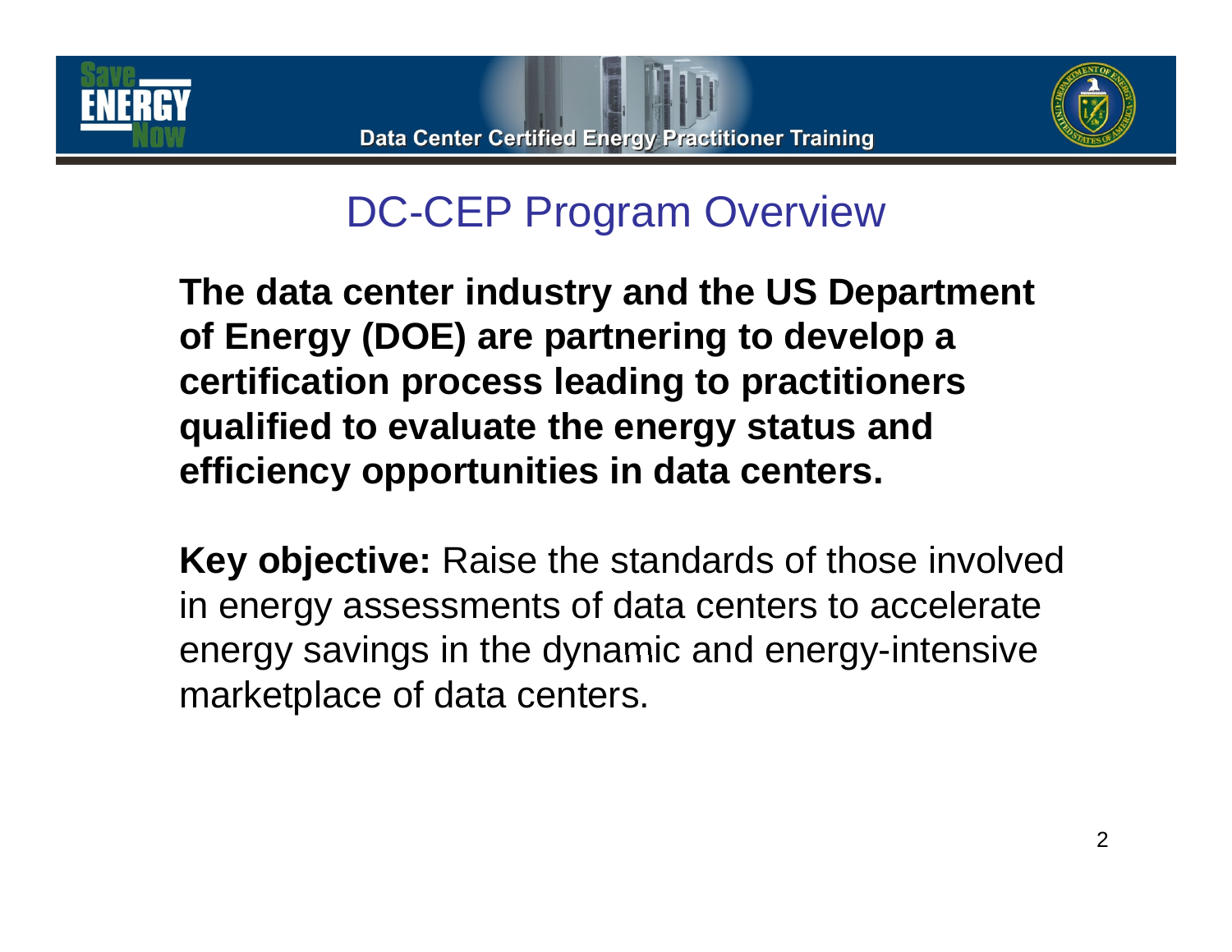# DC-CEP Program Overview

**The data center industry and the US Department of Energy (DOE) are partnering to develop a certification process leading to practitioners qualified to evaluate the energy status and efficiency opportunities in data centers.**

**Key objective:** Raise the standards of those involved in energy assessments of data centers to accelerate energy savings in the dynamic and energy-intensive marketplace of data centers.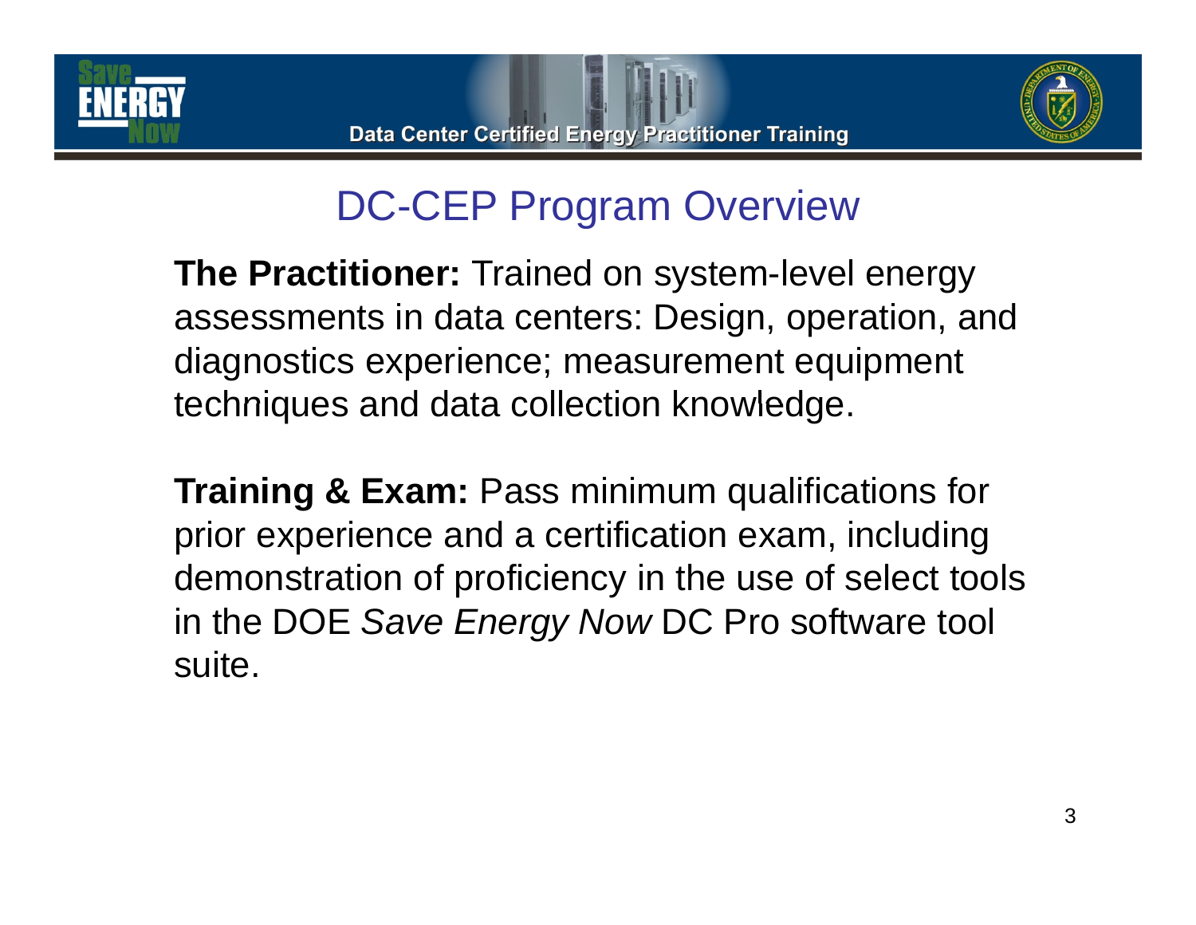# DC-CEP Program Overview

**The Practitioner:** Trained on system-level energy assessments in data centers: Design, operation, and diagnostics experience; measurement equipment techniques and data collection knowledge.

**Training & Exam:** Pass minimum qualifications for prior experience and a certification exam, including demonstration of proficiency in the use of select tools in the DOE *Save Energy Now* DC Pro software tool suite.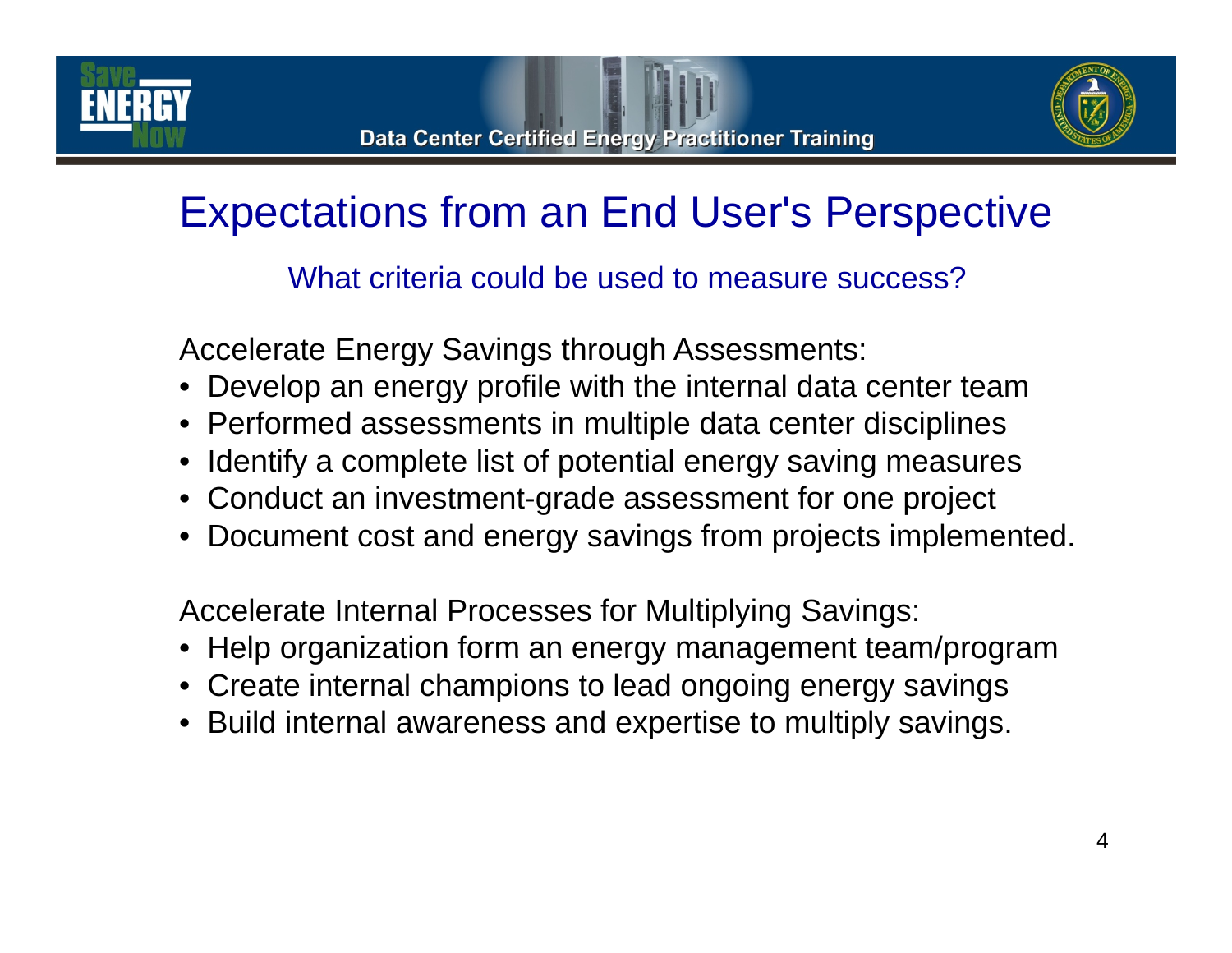# Expectations from an End User's Perspective

What criteria could be used to measure success?

Accelerate Energy Savings through Assessments:

- Develop an energy profile with the internal data center team
- Performed assessments in multiple data center disciplines
- Identify a complete list of potential energy saving measures
- Conduct an investment-grade assessment for one project
- Document cost and energy savings from projects implemented.

Accelerate Internal Processes for Multiplying Savings:

- Help organization form an energy management team/program
- Create internal champions to lead ongoing energy savings
- Build internal awareness and expertise to multiply savings.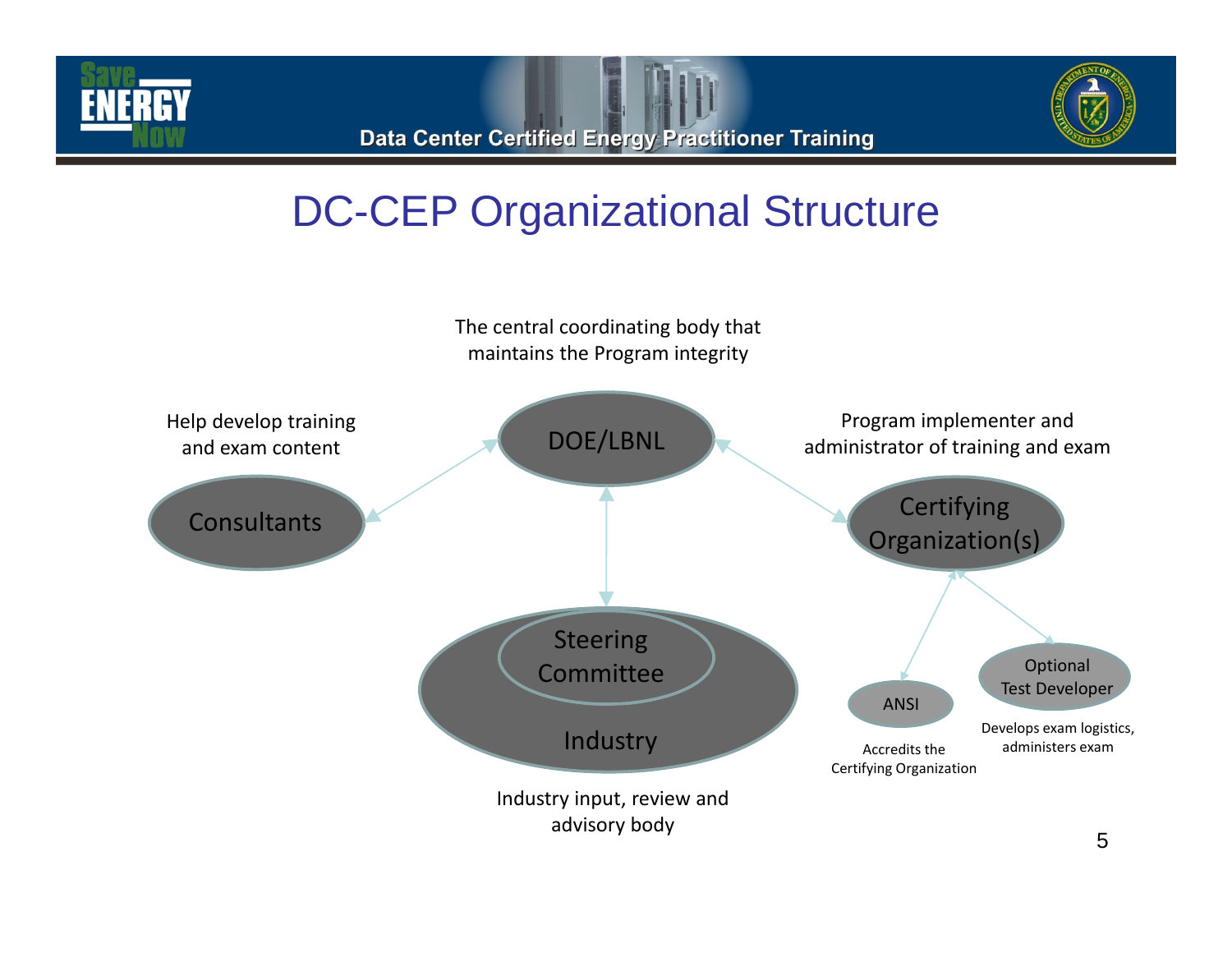# DC-CEP Organizational Structure

**DOE/LBNL** — The central coordinating body that maintains the Program integrity

**Consultants** — Help develop training and exam content

**Certifying Organization(s)** — Program implementer and administrator of training and exam

**Steering Committee / Industry** — Industry input, review and advisory body

**ANSI** — Accredits the Certifying Organization

**Optional Test Developer** — Develops exam logistics, administers exam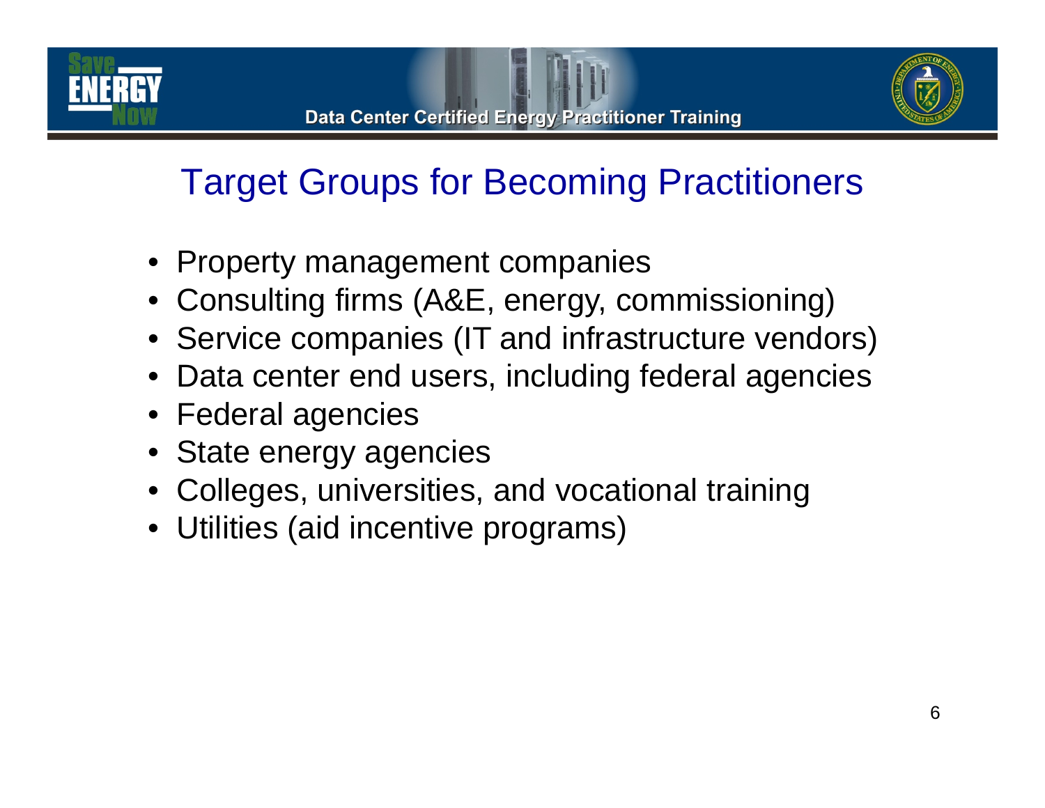# Target Groups for Becoming Practitioners

- Property management companies
- Consulting firms (A&E, energy, commissioning)
- Service companies (IT and infrastructure vendors)
- Data center end users, including federal agencies
- Federal agencies
- State energy agencies
- Colleges, universities, and vocational training
- Utilities (aid incentive programs)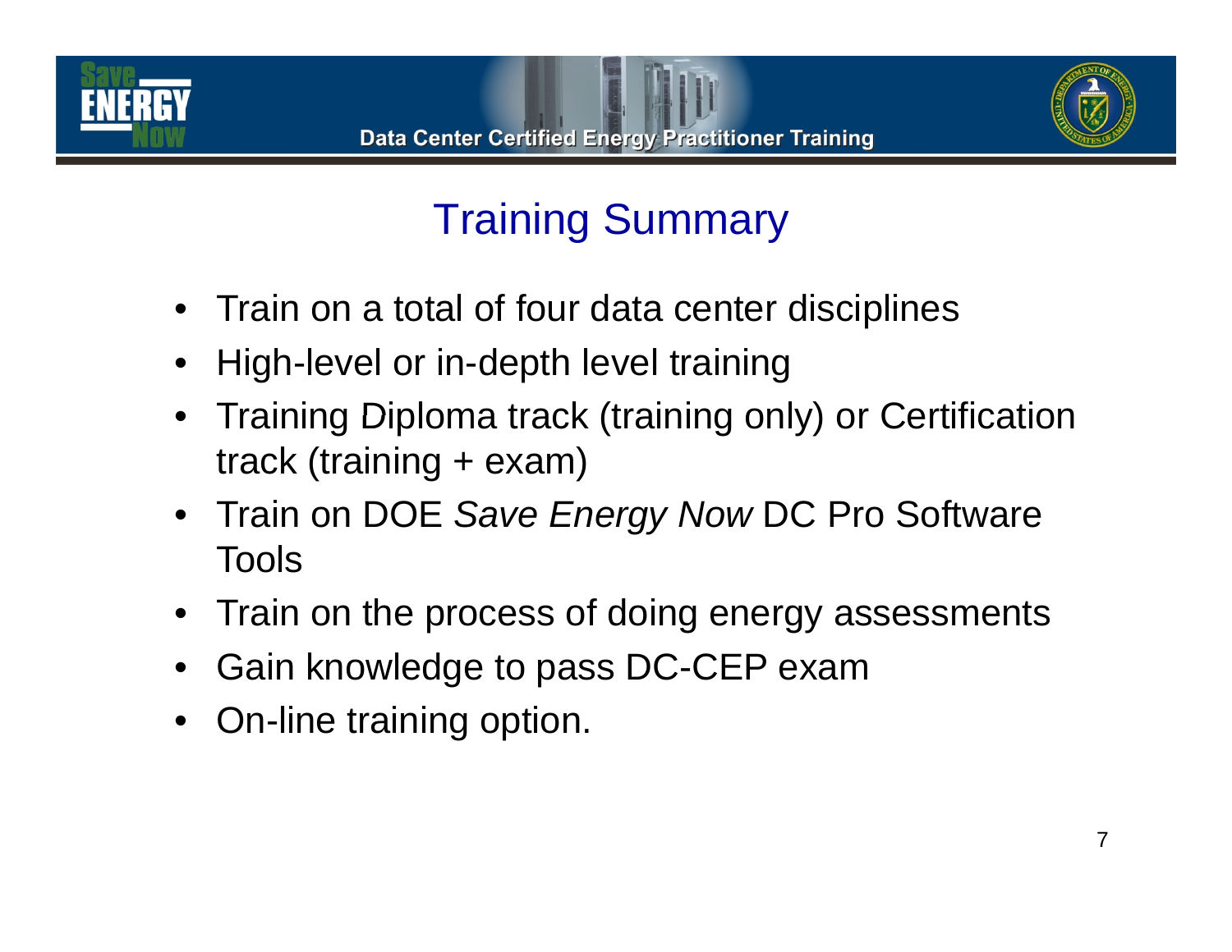# Training Summary

- Train on a total of four data center disciplines
- High-level or in-depth level training
- Training Diploma track (training only) or Certification track (training + exam)
- Train on DOE *Save Energy Now* DC Pro Software Tools
- Train on the process of doing energy assessments
- Gain knowledge to pass DC-CEP exam
- On-line training option.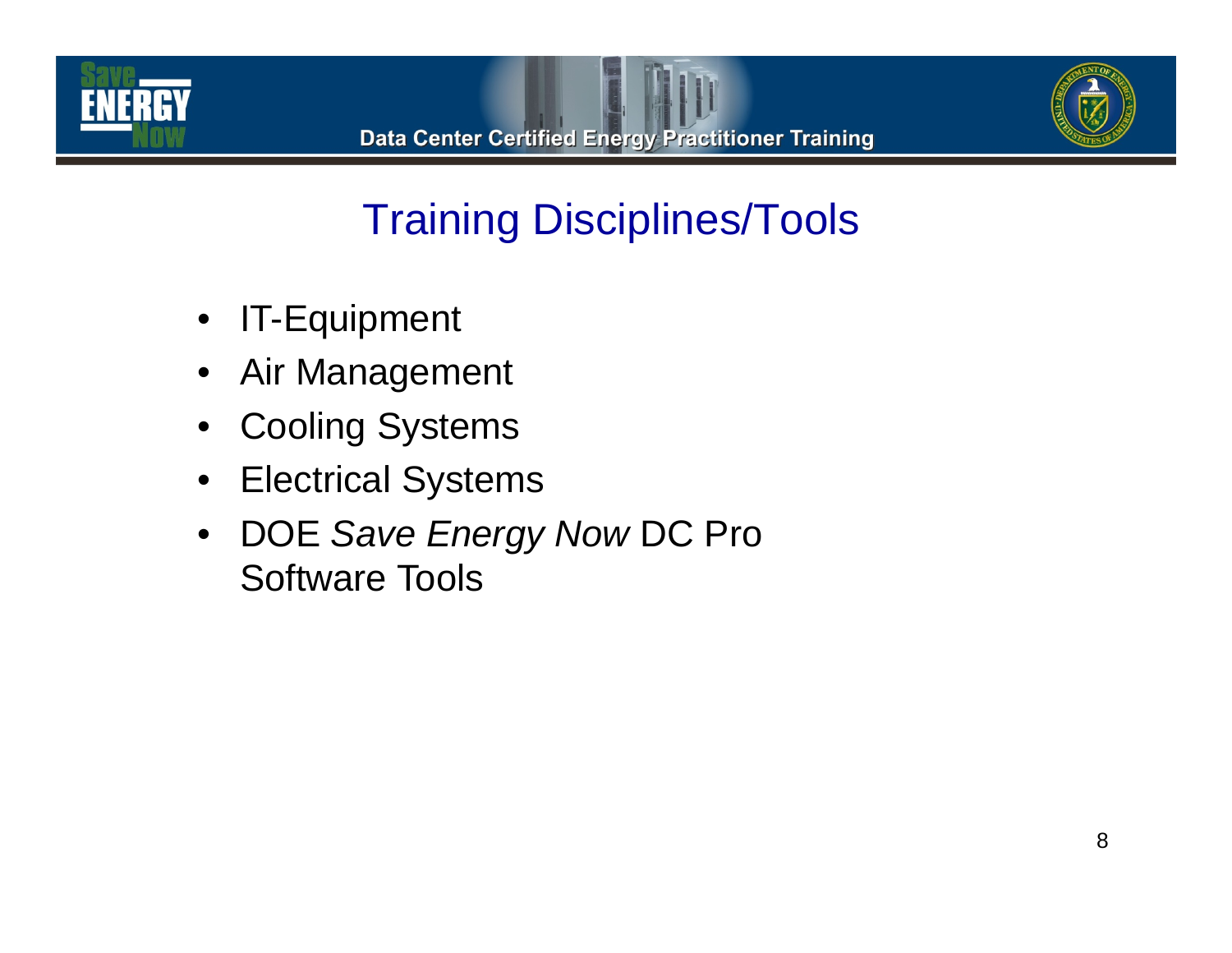# Training Disciplines/Tools

- IT-Equipment
- Air Management
- Cooling Systems
- Electrical Systems
- DOE *Save Energy Now* DC Pro Software Tools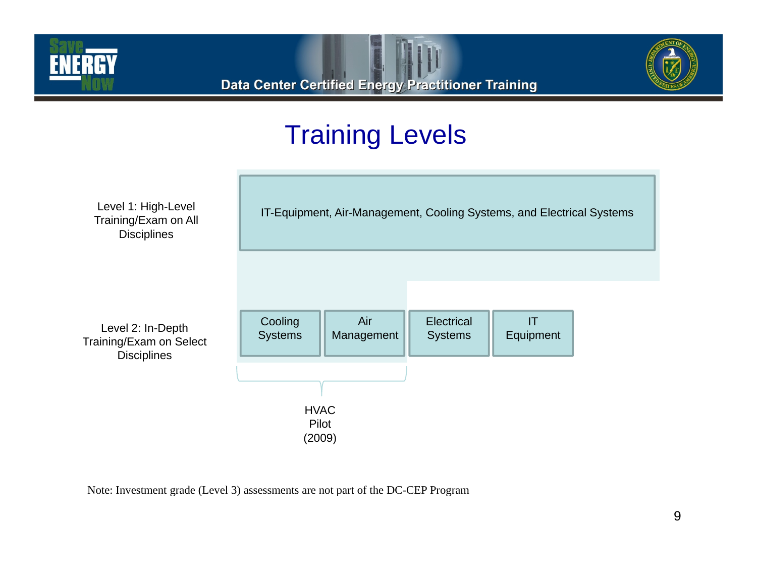# Training Levels

Level 1: High-Level Training/Exam on All Disciplines

IT-Equipment, Air-Management, Cooling Systems, and Electrical Systems

Level 2: In-Depth Training/Exam on Select Disciplines

| Cooling Systems | Air Management | Electrical Systems | IT Equipment |
| --- | --- | --- | --- |

HVAC Pilot (2009)

Note: Investment grade (Level 3) assessments are not part of the DC-CEP Program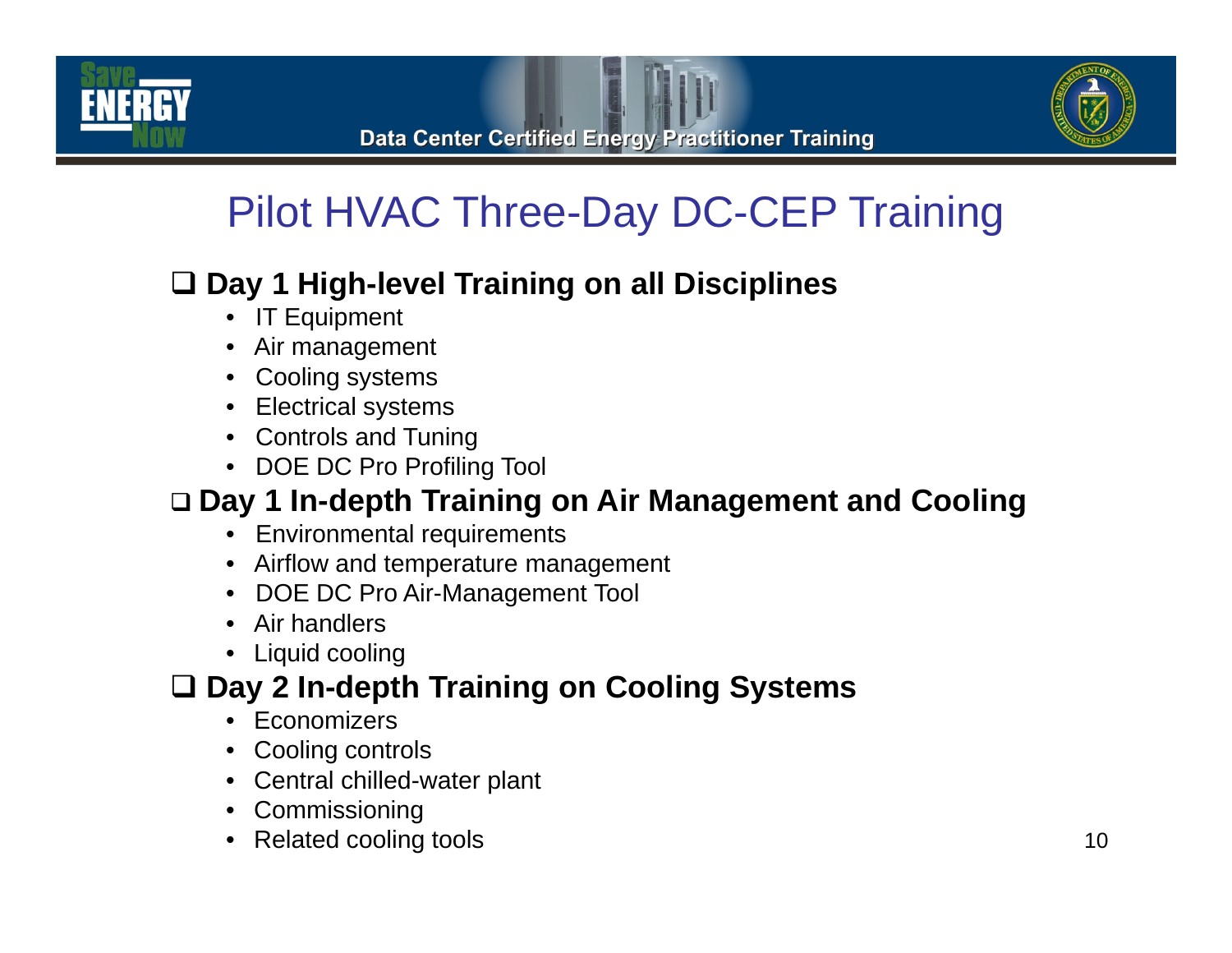# Pilot HVAC Three-Day DC-CEP Training

## Day 1 High-level Training on all Disciplines

- IT Equipment
- Air management
- Cooling systems
- Electrical systems
- Controls and Tuning
- DOE DC Pro Profiling Tool

## Day 1 In-depth Training on Air Management and Cooling

- Environmental requirements
- Airflow and temperature management
- DOE DC Pro Air-Management Tool
- Air handlers
- Liquid cooling

## Day 2 In-depth Training on Cooling Systems

- Economizers
- Cooling controls
- Central chilled-water plant
- Commissioning
- Related cooling tools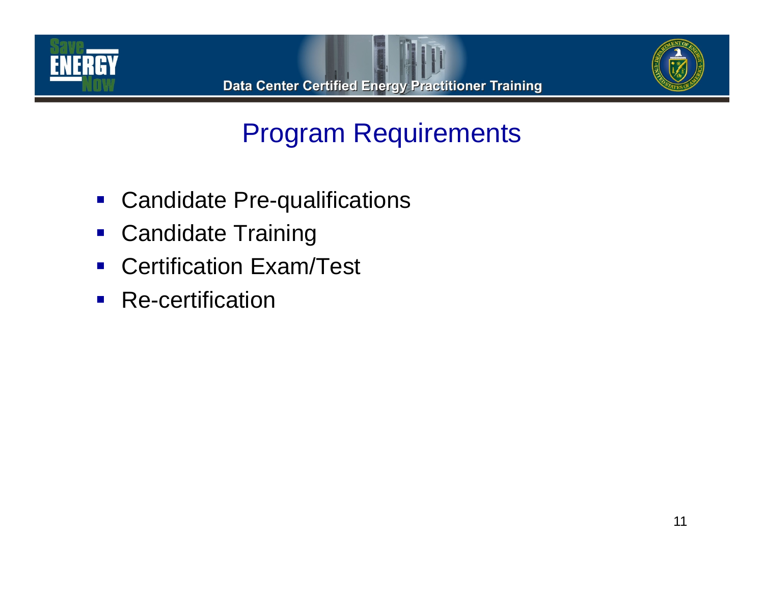# Program Requirements

- Candidate Pre-qualifications
- Candidate Training
- Certification Exam/Test
- Re-certification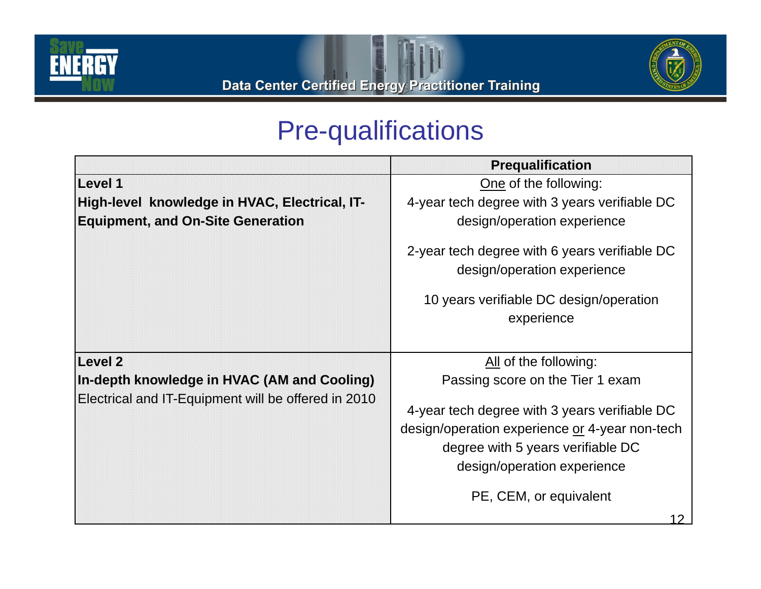# Pre-qualifications

| | Prequalification |
|---|---|
| **Level 1**<br>**High-level knowledge in HVAC, Electrical, IT-Equipment, and On-Site Generation** | One of the following:<br>4-year tech degree with 3 years verifiable DC design/operation experience<br>2-year tech degree with 6 years verifiable DC design/operation experience<br>10 years verifiable DC design/operation experience |
| **Level 2**<br>**In-depth knowledge in HVAC (AM and Cooling)**<br>Electrical and IT-Equipment will be offered in 2010 | All of the following:<br>Passing score on the Tier 1 exam<br>4-year tech degree with 3 years verifiable DC design/operation experience or 4-year non-tech degree with 5 years verifiable DC design/operation experience<br>PE, CEM, or equivalent |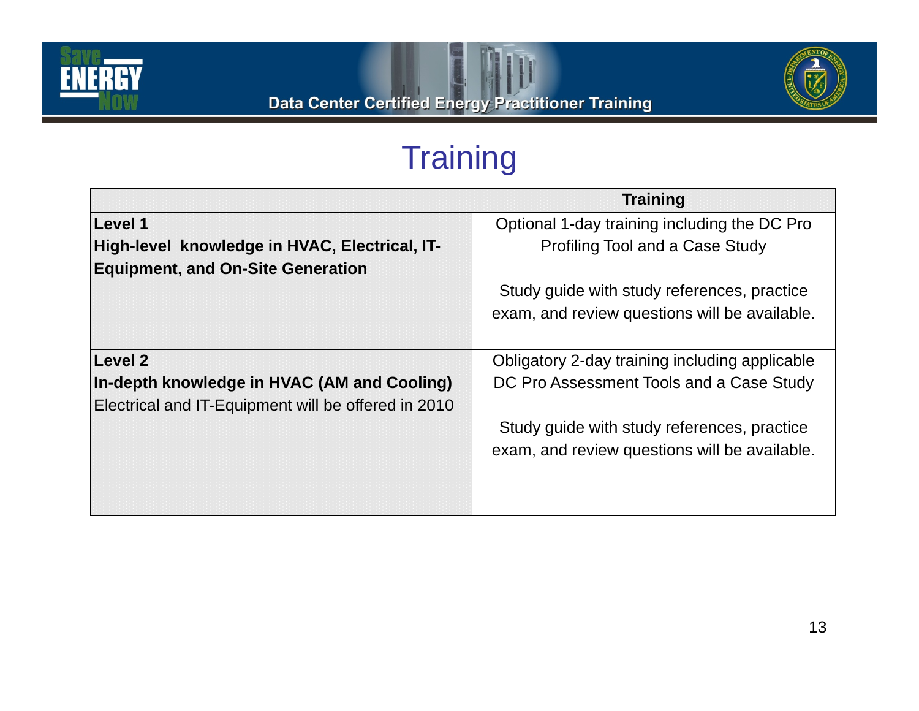# Training

| | Training |
|---|---|
| **Level 1**<br>**High-level knowledge in HVAC, Electrical, IT-Equipment, and On-Site Generation** | Optional 1-day training including the DC Pro Profiling Tool and a Case Study<br><br>Study guide with study references, practice exam, and review questions will be available. |
| **Level 2**<br>**In-depth knowledge in HVAC (AM and Cooling)**<br>Electrical and IT-Equipment will be offered in 2010 | Obligatory 2-day training including applicable DC Pro Assessment Tools and a Case Study<br><br>Study guide with study references, practice exam, and review questions will be available. |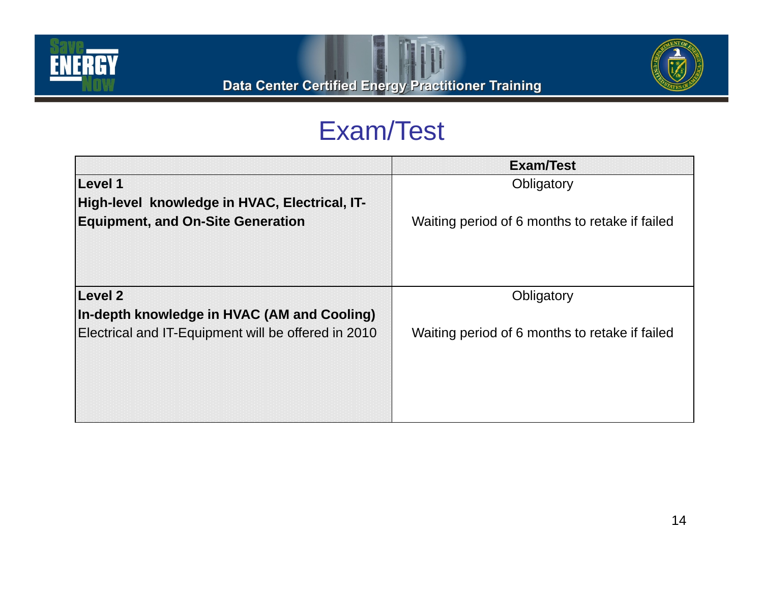# Exam/Test

| | Exam/Test |
|---|---|
| **Level 1**<br>**High-level knowledge in HVAC, Electrical, IT-Equipment, and On-Site Generation** | Obligatory<br><br>Waiting period of 6 months to retake if failed |
| **Level 2**<br>**In-depth knowledge in HVAC (AM and Cooling)**<br>Electrical and IT-Equipment will be offered in 2010 | Obligatory<br><br>Waiting period of 6 months to retake if failed |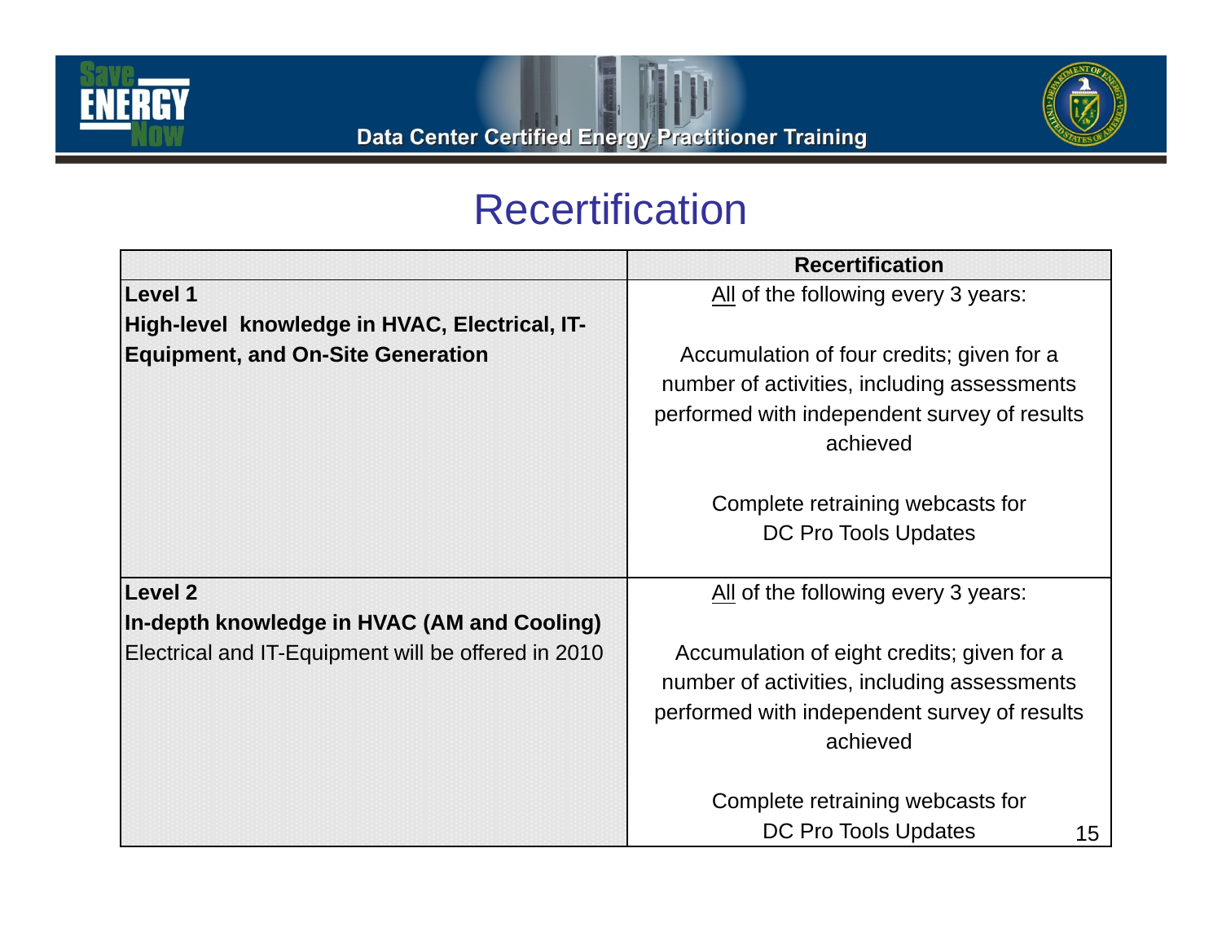# Recertification

| | Recertification |
|---|---|
| **Level 1**<br>**High-level knowledge in HVAC, Electrical, IT-Equipment, and On-Site Generation** | All of the following every 3 years:<br><br>Accumulation of four credits; given for a number of activities, including assessments performed with independent survey of results achieved<br><br>Complete retraining webcasts for DC Pro Tools Updates |
| **Level 2**<br>**In-depth knowledge in HVAC (AM and Cooling)**<br>Electrical and IT-Equipment will be offered in 2010 | All of the following every 3 years:<br><br>Accumulation of eight credits; given for a number of activities, including assessments performed with independent survey of results achieved<br><br>Complete retraining webcasts for DC Pro Tools Updates |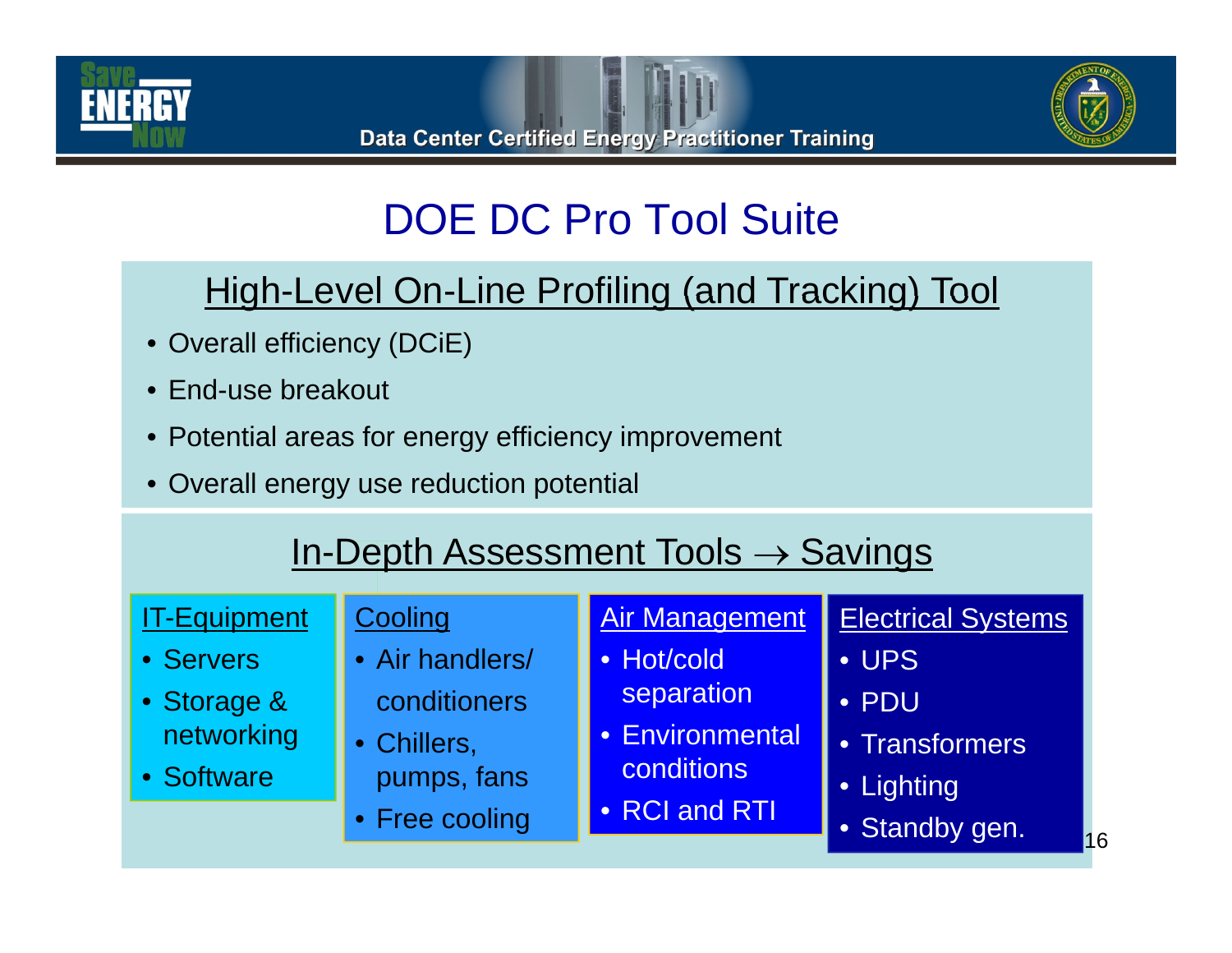# DOE DC Pro Tool Suite

## High-Level On-Line Profiling (and Tracking) Tool

- Overall efficiency (DCiE)
- End-use breakout
- Potential areas for energy efficiency improvement
- Overall energy use reduction potential

## In-Depth Assessment Tools → Savings

### IT-Equipment

- Servers
- Storage & networking
- Software

### Cooling

- Air handlers/ conditioners
- Chillers, pumps, fans
- Free cooling

### Air Management

- Hot/cold separation
- Environmental conditions
- RCI and RTI

### Electrical Systems

- UPS
- PDU
- Transformers
- Lighting
- Standby gen.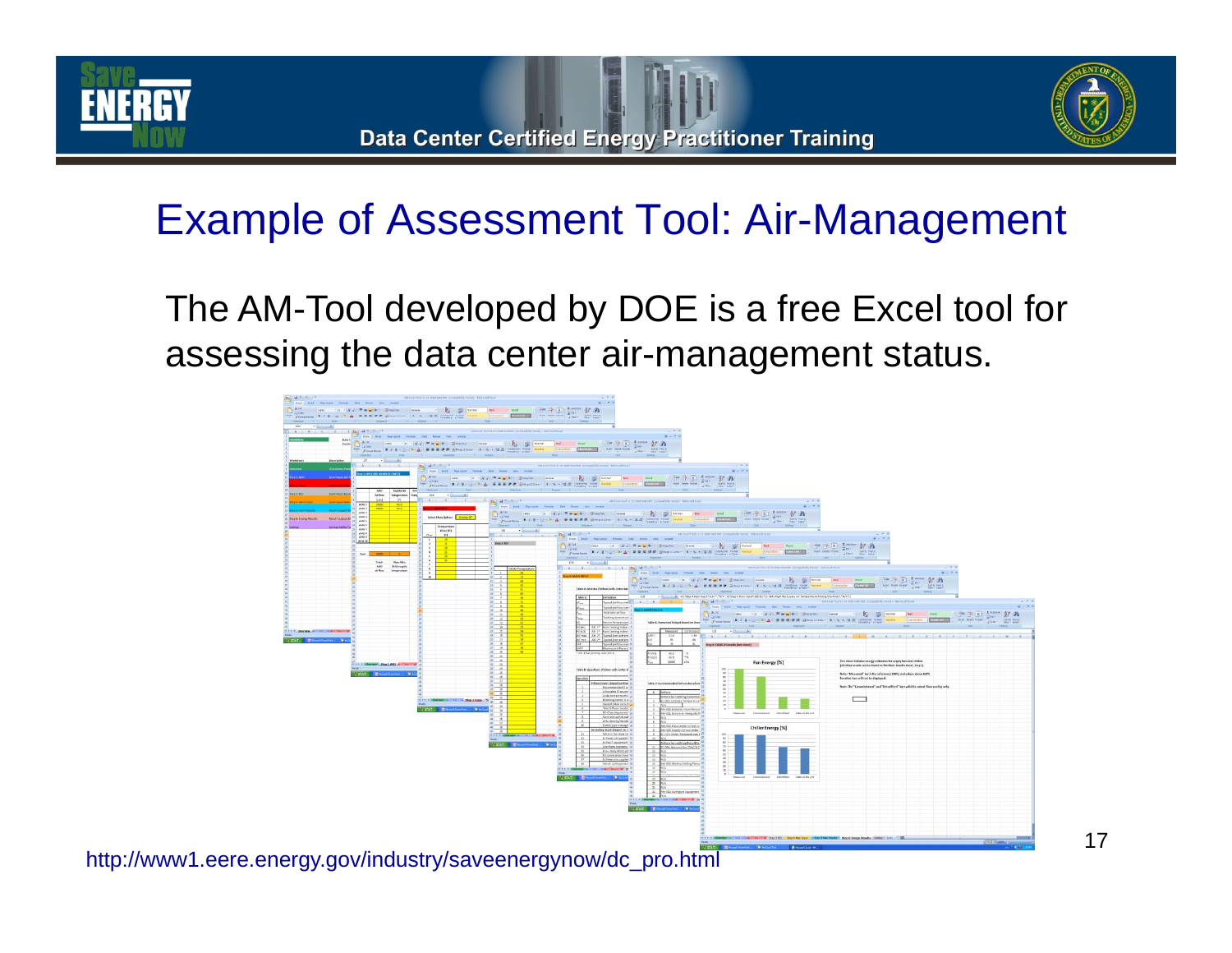# Example of Assessment Tool: Air-Management

The AM-Tool developed by DOE is a free Excel tool for assessing the data center air-management status.

http://www1.eere.energy.gov/industry/saveenergynow/dc_pro.html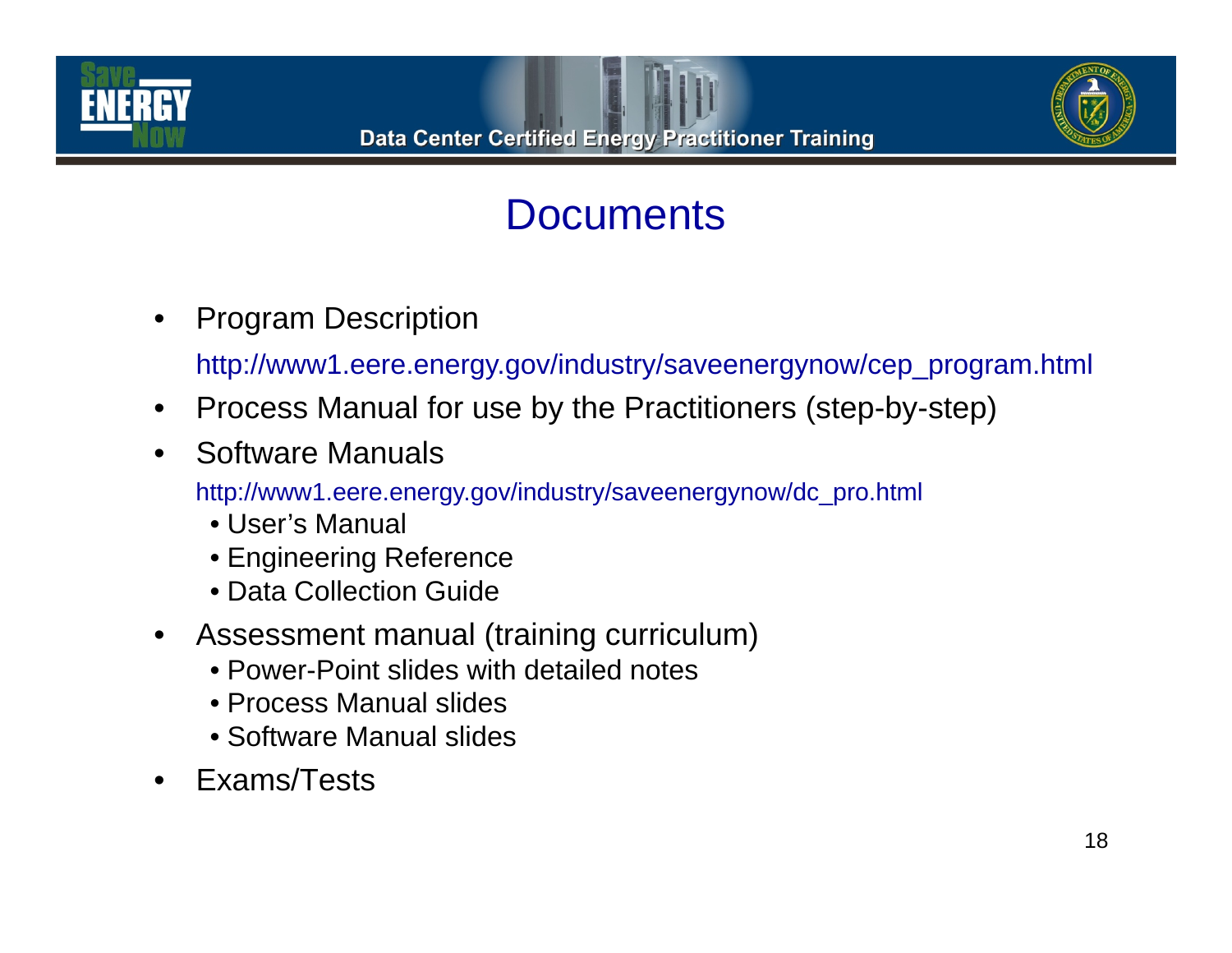# Documents

- Program Description

  http://www1.eere.energy.gov/industry/saveenergynow/cep_program.html

- Process Manual for use by the Practitioners (step-by-step)
- Software Manuals

  http://www1.eere.energy.gov/industry/saveenergynow/dc_pro.html

  - User's Manual
  - Engineering Reference
  - Data Collection Guide
- Assessment manual (training curriculum)
  - Power-Point slides with detailed notes
  - Process Manual slides
  - Software Manual slides
- Exams/Tests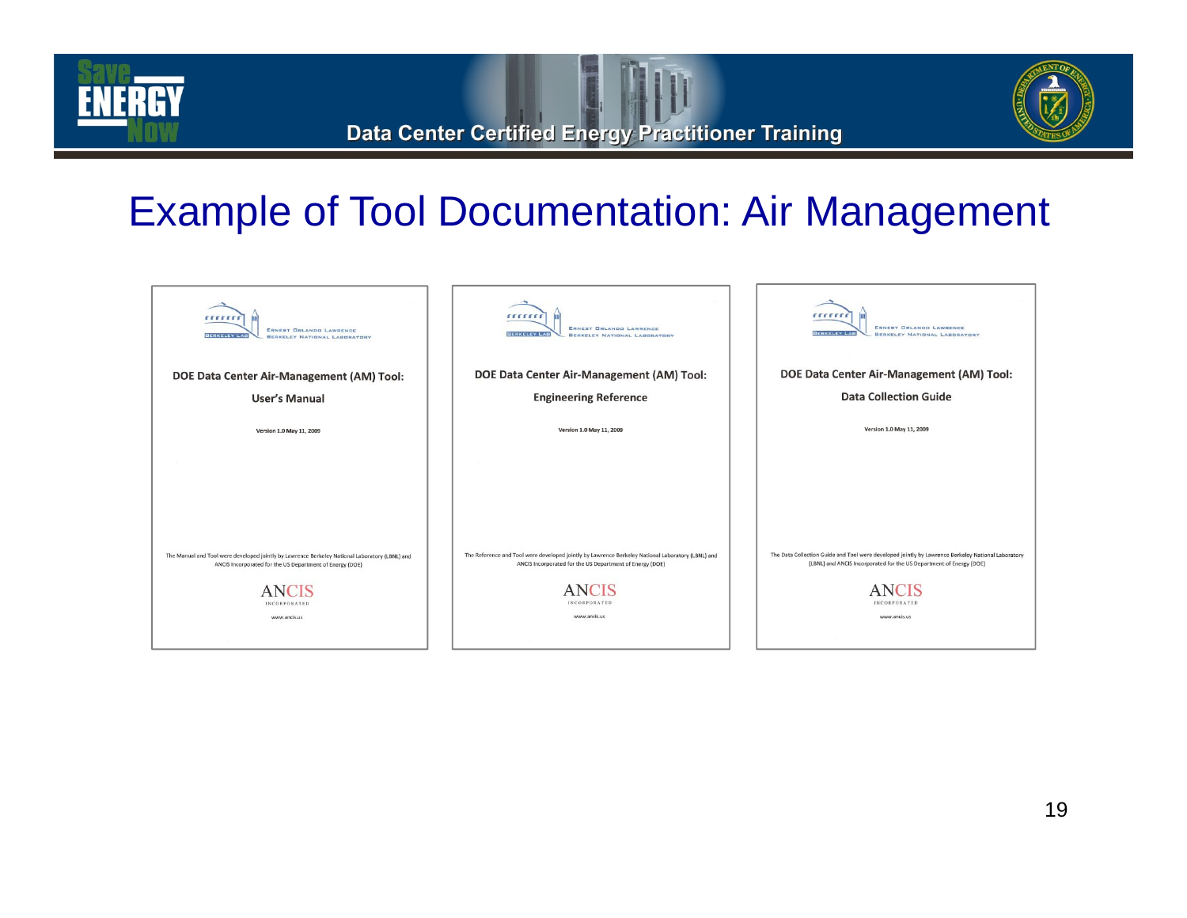# Example of Tool Documentation: Air Management

Ernest Orlando Lawrence Berkeley National Laboratory

**DOE Data Center Air-Management (AM) Tool:**

**User's Manual**

Version 1.0 May 11, 2009

The Manual and Tool were developed jointly by Lawrence Berkeley National Laboratory (LBNL) and ANCIS Incorporated for the US Department of Energy (DOE)

ANCIS INCORPORATED

www.ancis.us

Ernest Orlando Lawrence Berkeley National Laboratory

**DOE Data Center Air-Management (AM) Tool:**

**Engineering Reference**

Version 1.0 May 11, 2009

The Reference and Tool were developed jointly by Lawrence Berkeley National Laboratory (LBNL) and ANCIS Incorporated for the US Department of Energy (DOE)

ANCIS INCORPORATED

www.ancis.us

Ernest Orlando Lawrence Berkeley National Laboratory

**DOE Data Center Air-Management (AM) Tool:**

**Data Collection Guide**

Version 1.0 May 11, 2009

The Data Collection Guide and Tool were developed jointly by Lawrence Berkeley National Laboratory (LBNL) and ANCIS Incorporated for the US Department of Energy (DOE)

ANCIS INCORPORATED

www.ancis.us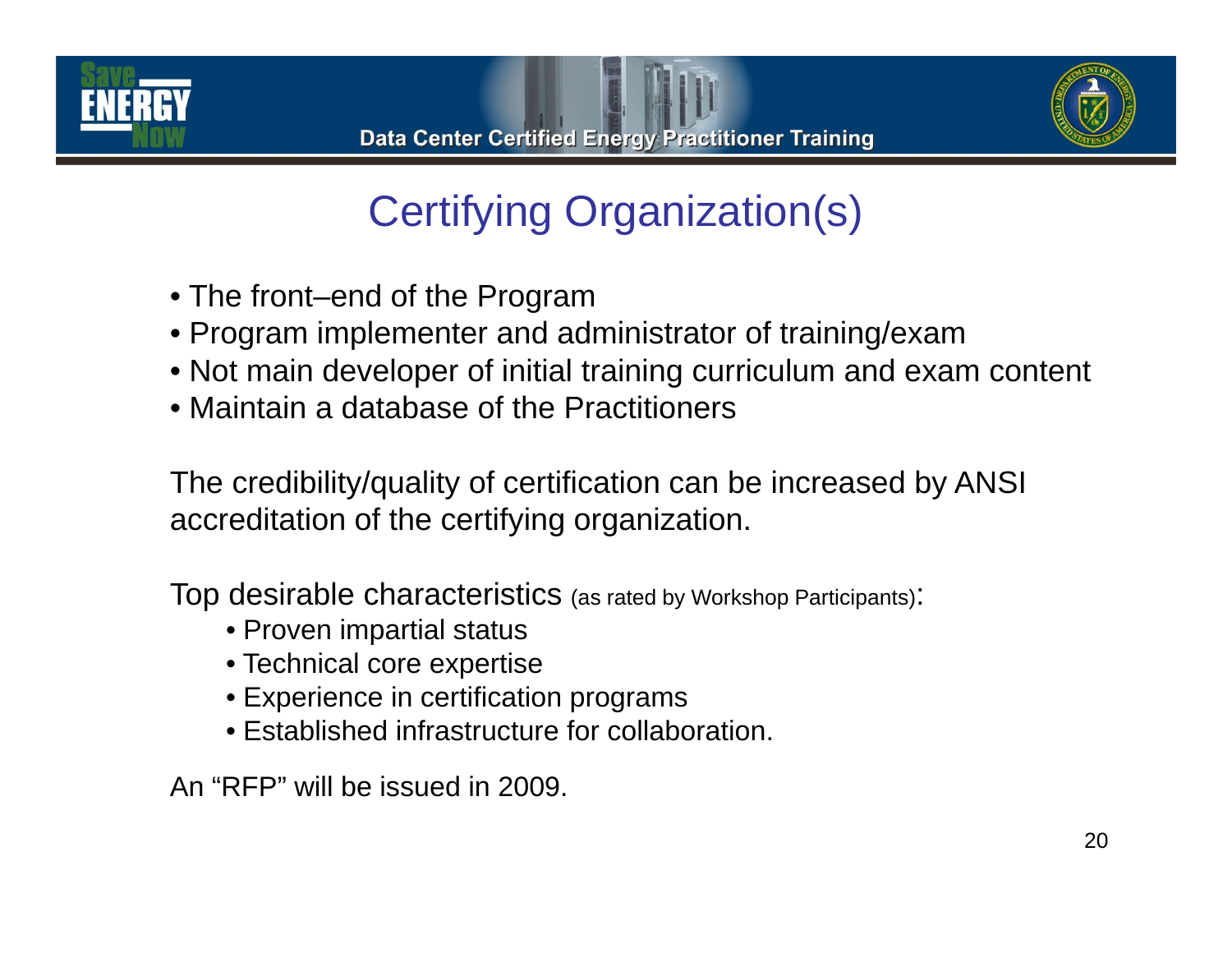# Certifying Organization(s)

- The front–end of the Program
- Program implementer and administrator of training/exam
- Not main developer of initial training curriculum and exam content
- Maintain a database of the Practitioners

The credibility/quality of certification can be increased by ANSI accreditation of the certifying organization.

Top desirable characteristics (as rated by Workshop Participants):

- Proven impartial status
- Technical core expertise
- Experience in certification programs
- Established infrastructure for collaboration.

An "RFP" will be issued in 2009.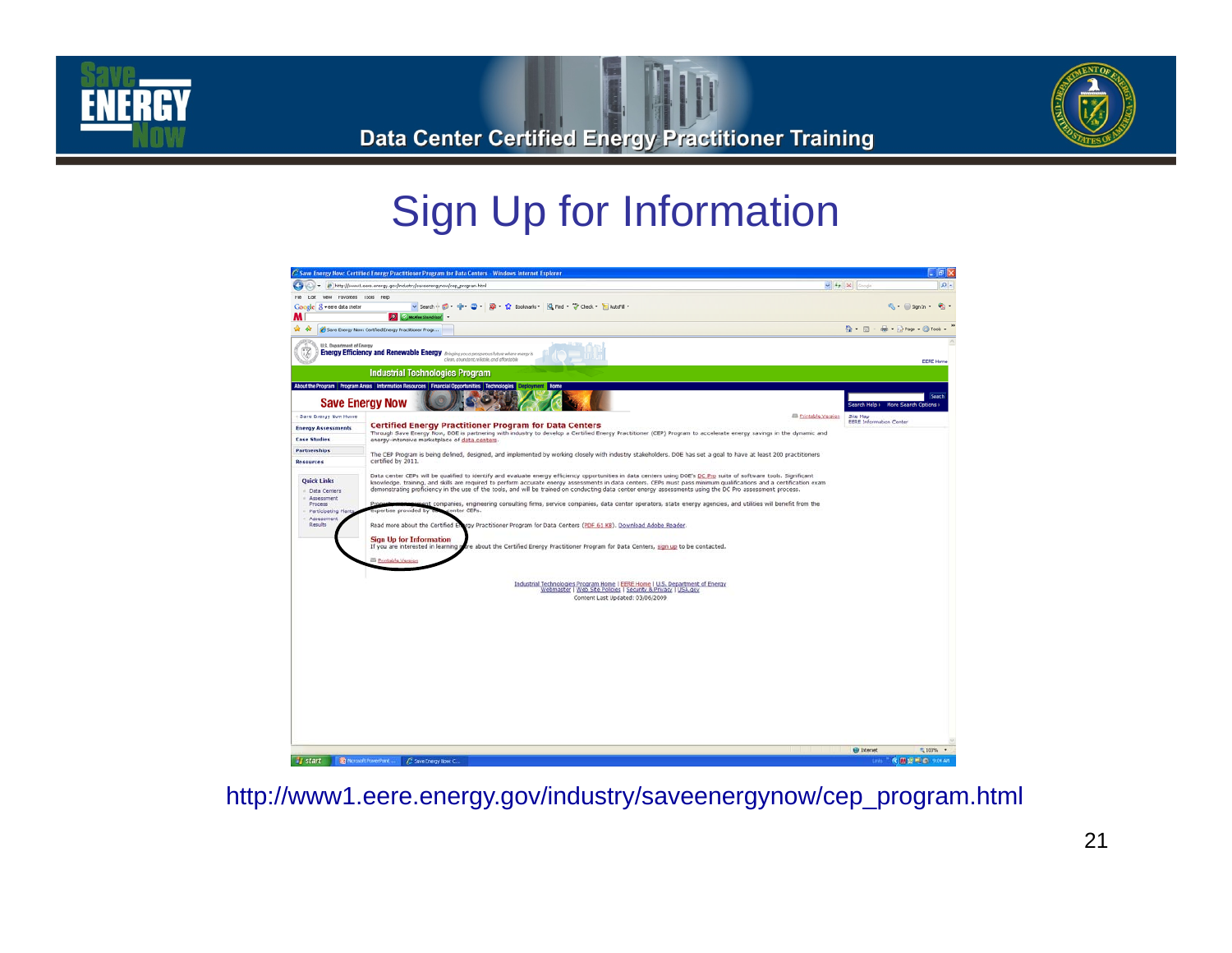# Sign Up for Information

**Certified Energy Practitioner Program for Data Centers**

Through Save Energy Now, DOE is partnering with industry to develop a Certified Energy Practitioner (CEP) Program to accelerate energy savings in the dynamic and energy-intensive marketplace of data centers.

The CEP Program is being defined, designed, and implemented by working closely with industry stakeholders. DOE has set a goal to have at least 200 practitioners certified by 2011.

Data center CEPs will be qualified to identify and evaluate energy efficiency opportunities in data centers using DOE's DC Pro suite of software tools. Significant knowledge, training, and skills are required to perform accurate energy assessments in data centers. CEPs must pass minimum qualifications and a certification exam demonstrating proficiency in the use of the tools, and will be trained on conducting data center energy assessments using the DC Pro assessment process.

Read more about the Certified Energy Practitioner Program for Data Centers (PDF 61 KB). Download Adobe Reader.

**Sign Up for Information**

If you are interested in learning more about the Certified Energy Practitioner Program for Data Centers, sign up to be contacted.

http://www1.eere.energy.gov/industry/saveenergynow/cep_program.html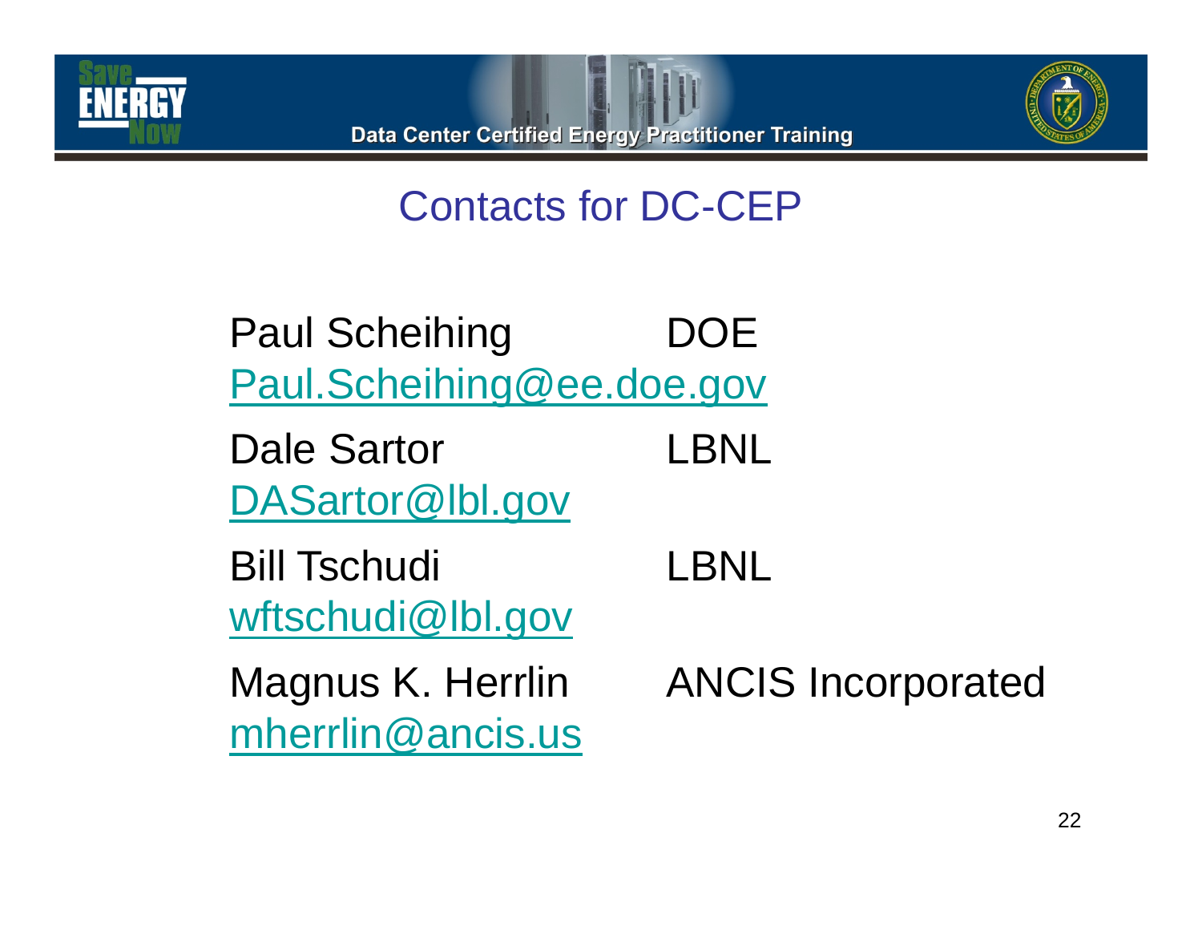# Contacts for DC-CEP

Paul Scheihing DOE
Paul.Scheihing@ee.doe.gov

Dale Sartor LBNL
DASartor@lbl.gov

Bill Tschudi LBNL
wftschudi@lbl.gov

Magnus K. Herrlin ANCIS Incorporated
mherrlin@ancis.us